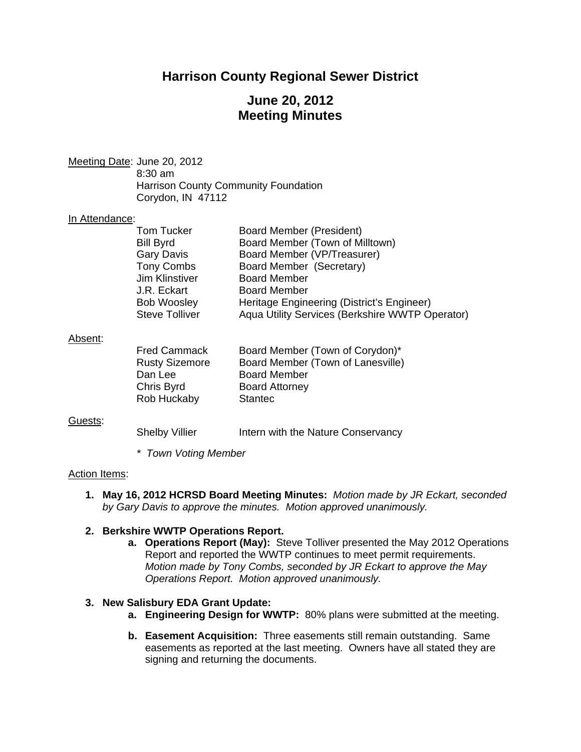# Harrison County Regional Sewer District

## June 20, 2012
## Meeting Minutes

Meeting Date: June 20, 2012
8:30 am
Harrison County Community Foundation
Corydon, IN 47112

In Attendance:

| | |
|---|---|
| Tom Tucker | Board Member (President) |
| Bill Byrd | Board Member (Town of Milltown) |
| Gary Davis | Board Member (VP/Treasurer) |
| Tony Combs | Board Member (Secretary) |
| Jim Klinstiver | Board Member |
| J.R. Eckart | Board Member |
| Bob Woosley | Heritage Engineering (District's Engineer) |
| Steve Tolliver | Aqua Utility Services (Berkshire WWTP Operator) |

Absent:

| | |
|---|---|
| Fred Cammack | Board Member (Town of Corydon)* |
| Rusty Sizemore | Board Member (Town of Lanesville) |
| Dan Lee | Board Member |
| Chris Byrd | Board Attorney |
| Rob Huckaby | Stantec |

Guests:

| | |
|---|---|
| Shelby Villier | Intern with the Nature Conservancy |

*\* Town Voting Member*

Action Items:

1. **May 16, 2012 HCRSD Board Meeting Minutes:** *Motion made by JR Eckart, seconded by Gary Davis to approve the minutes. Motion approved unanimously.*

2. **Berkshire WWTP Operations Report.**
   a. **Operations Report (May):** Steve Tolliver presented the May 2012 Operations Report and reported the WWTP continues to meet permit requirements. *Motion made by Tony Combs, seconded by JR Eckart to approve the May Operations Report. Motion approved unanimously.*

3. **New Salisbury EDA Grant Update:**
   a. **Engineering Design for WWTP:** 80% plans were submitted at the meeting.

   b. **Easement Acquisition:** Three easements still remain outstanding. Same easements as reported at the last meeting. Owners have all stated they are signing and returning the documents.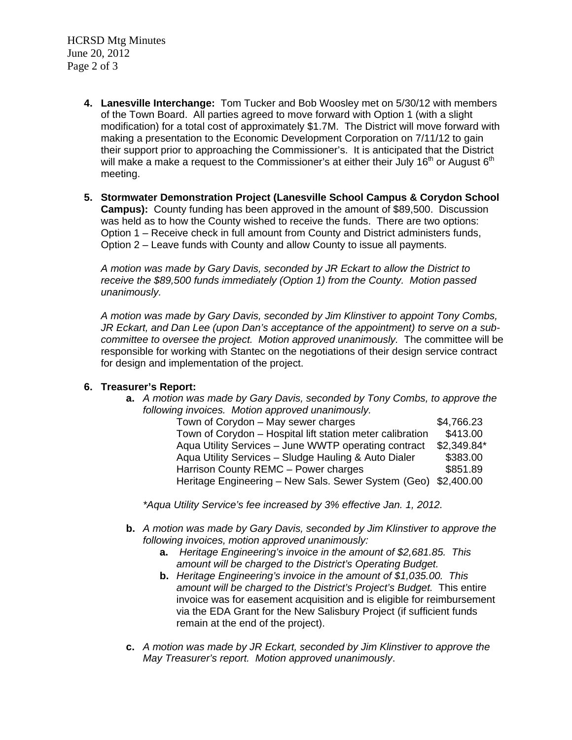4. **Lanesville Interchange:** Tom Tucker and Bob Woosley met on 5/30/12 with members of the Town Board. All parties agreed to move forward with Option 1 (with a slight modification) for a total cost of approximately $1.7M. The District will move forward with making a presentation to the Economic Development Corporation on 7/11/12 to gain their support prior to approaching the Commissioner's. It is anticipated that the District will make a make a request to the Commissioner's at either their July 16th or August 6th meeting.

5. **Stormwater Demonstration Project (Lanesville School Campus & Corydon School Campus):** County funding has been approved in the amount of $89,500. Discussion was held as to how the County wished to receive the funds. There are two options: Option 1 – Receive check in full amount from County and District administers funds, Option 2 – Leave funds with County and allow County to issue all payments.

   *A motion was made by Gary Davis, seconded by JR Eckart to allow the District to receive the $89,500 funds immediately (Option 1) from the County. Motion passed unanimously.*

   *A motion was made by Gary Davis, seconded by Jim Klinstiver to appoint Tony Combs, JR Eckart, and Dan Lee (upon Dan's acceptance of the appointment) to serve on a sub-committee to oversee the project. Motion approved unanimously.* The committee will be responsible for working with Stantec on the negotiations of their design service contract for design and implementation of the project.

6. **Treasurer's Report:**
   - **a.** *A motion was made by Gary Davis, seconded by Tony Combs, to approve the following invoices. Motion approved unanimously.*

     | | |
     |---|---|
     | Town of Corydon – May sewer charges | $4,766.23 |
     | Town of Corydon – Hospital lift station meter calibration | $413.00 |
     | Aqua Utility Services – June WWTP operating contract | $2,349.84* |
     | Aqua Utility Services – Sludge Hauling & Auto Dialer | $383.00 |
     | Harrison County REMC – Power charges | $851.89 |
     | Heritage Engineering – New Sals. Sewer System (Geo) | $2,400.00 |

     *\*Aqua Utility Service's fee increased by 3% effective Jan. 1, 2012.*

   - **b.** *A motion was made by Gary Davis, seconded by Jim Klinstiver to approve the following invoices, motion approved unanimously:*
     - **a.** *Heritage Engineering's invoice in the amount of $2,681.85. This amount will be charged to the District's Operating Budget.*
     - **b.** *Heritage Engineering's invoice in the amount of $1,035.00. This amount will be charged to the District's Project's Budget.* This entire invoice was for easement acquisition and is eligible for reimbursement via the EDA Grant for the New Salisbury Project (if sufficient funds remain at the end of the project).

   - **c.** *A motion was made by JR Eckart, seconded by Jim Klinstiver to approve the May Treasurer's report. Motion approved unanimously*.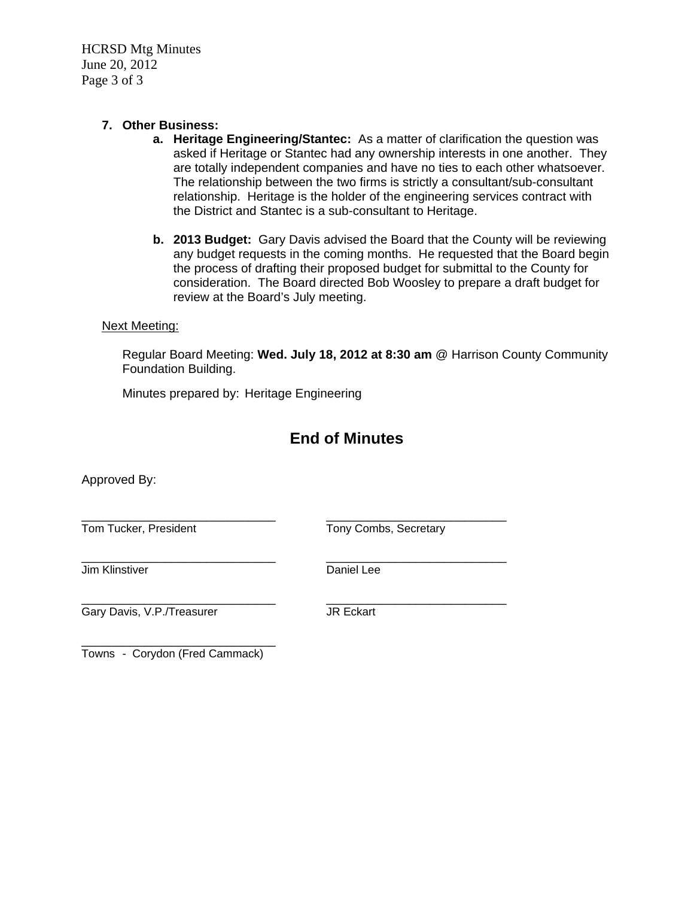7. **Other Business:**
    a. **Heritage Engineering/Stantec:** As a matter of clarification the question was asked if Heritage or Stantec had any ownership interests in one another. They are totally independent companies and have no ties to each other whatsoever. The relationship between the two firms is strictly a consultant/sub-consultant relationship. Heritage is the holder of the engineering services contract with the District and Stantec is a sub-consultant to Heritage.

    b. **2013 Budget:** Gary Davis advised the Board that the County will be reviewing any budget requests in the coming months. He requested that the Board begin the process of drafting their proposed budget for submittal to the County for consideration. The Board directed Bob Woosley to prepare a draft budget for review at the Board's July meeting.

Next Meeting:

Regular Board Meeting: **Wed. July 18, 2012 at 8:30 am** @ Harrison County Community Foundation Building.

Minutes prepared by: Heritage Engineering

## End of Minutes

Approved By:

| | |
|---|---|
| ______________________________ | ______________________________ |
| Tom Tucker, President | Tony Combs, Secretary |
| ______________________________ | ______________________________ |
| Jim Klinstiver | Daniel Lee |
| ______________________________ | ______________________________ |
| Gary Davis, V.P./Treasurer | JR Eckart |
| ______________________________ | |
| Towns - Corydon (Fred Cammack) | |